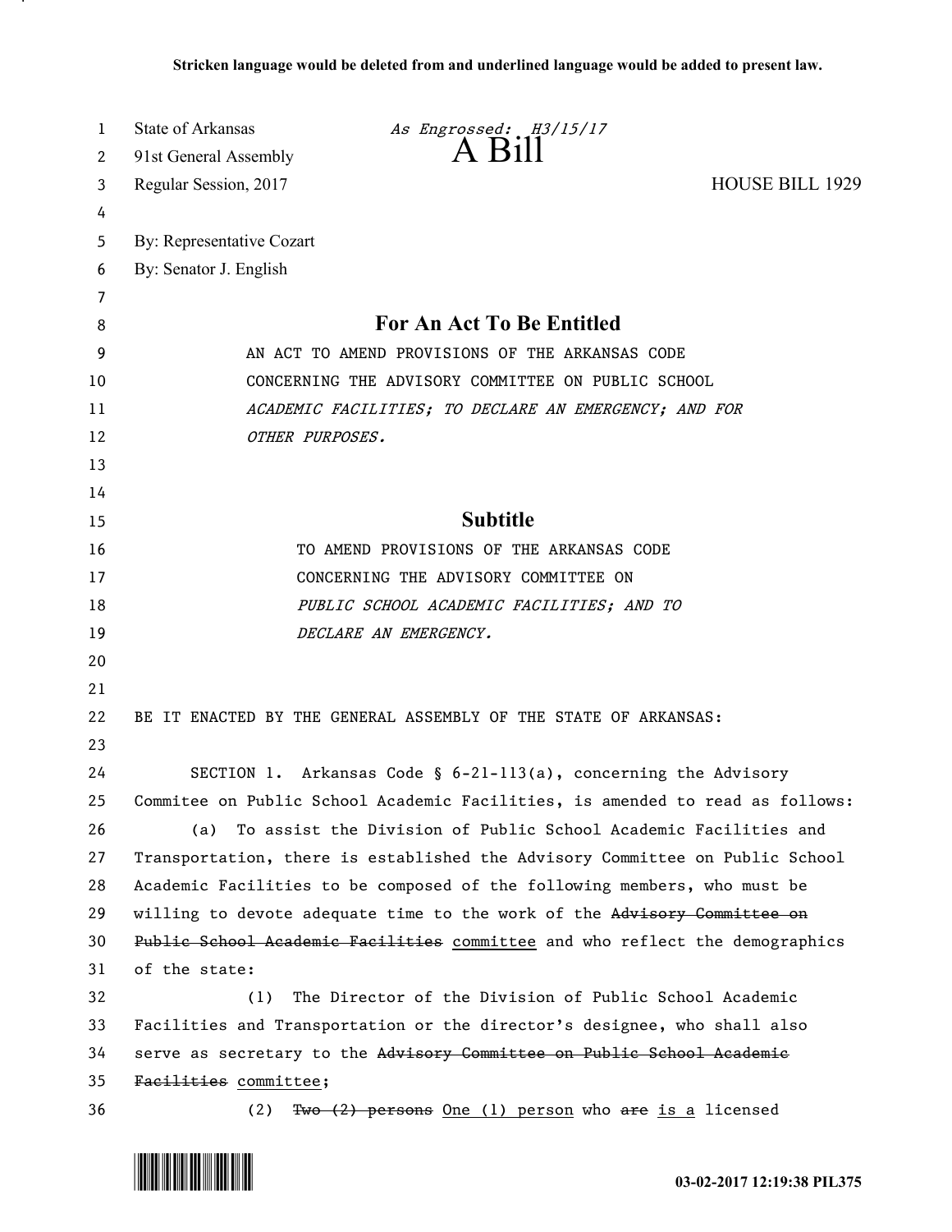**Stricken language would be deleted from and underlined language would be added to present law.**

State of Arkansas *As Engrossed: H3/15/17*
91st General Assembly **A Bill**
Regular Session, 2017 HOUSE BILL 1929

By: Representative Cozart
By: Senator J. English

## For An Act To Be Entitled

AN ACT TO AMEND PROVISIONS OF THE ARKANSAS CODE CONCERNING THE ADVISORY COMMITTEE ON PUBLIC SCHOOL *ACADEMIC FACILITIES; TO DECLARE AN EMERGENCY; AND FOR OTHER PURPOSES.*

## Subtitle

TO AMEND PROVISIONS OF THE ARKANSAS CODE CONCERNING THE ADVISORY COMMITTEE ON *PUBLIC SCHOOL ACADEMIC FACILITIES; AND TO DECLARE AN EMERGENCY.*

BE IT ENACTED BY THE GENERAL ASSEMBLY OF THE STATE OF ARKANSAS:

SECTION 1. Arkansas Code § 6-21-113(a), concerning the Advisory Commitee on Public School Academic Facilities, is amended to read as follows:

(a) To assist the Division of Public School Academic Facilities and Transportation, there is established the Advisory Committee on Public School Academic Facilities to be composed of the following members, who must be willing to devote adequate time to the work of the ~~Advisory Committee on Public School Academic Facilities~~ <u>committee</u> and who reflect the demographics of the state:

(1) The Director of the Division of Public School Academic Facilities and Transportation or the director's designee, who shall also serve as secretary to the ~~Advisory Committee on Public School Academic Facilities~~ <u>committee</u>;

(2) ~~Two (2) persons~~ <u>One (1) person</u> who ~~are~~ <u>is a</u> licensed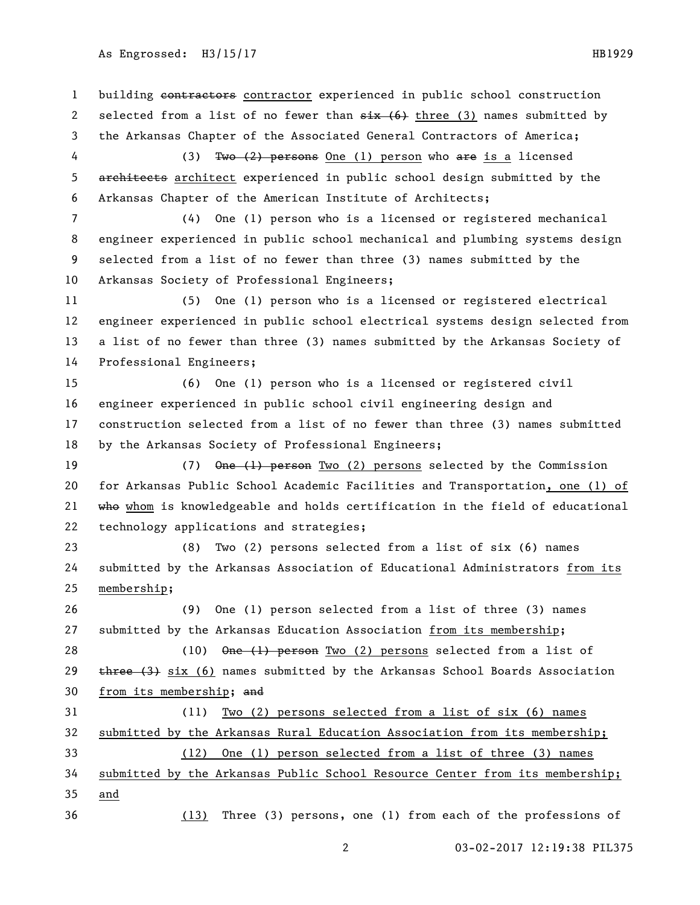building ~~contractors~~ contractor experienced in public school construction selected from a list of no fewer than ~~six (6)~~ three (3) names submitted by the Arkansas Chapter of the Associated General Contractors of America;

(3) ~~Two (2) persons~~ One (1) person who ~~are~~ is a licensed ~~architects~~ architect experienced in public school design submitted by the Arkansas Chapter of the American Institute of Architects;

(4) One (1) person who is a licensed or registered mechanical engineer experienced in public school mechanical and plumbing systems design selected from a list of no fewer than three (3) names submitted by the Arkansas Society of Professional Engineers;

(5) One (1) person who is a licensed or registered electrical engineer experienced in public school electrical systems design selected from a list of no fewer than three (3) names submitted by the Arkansas Society of Professional Engineers;

(6) One (1) person who is a licensed or registered civil engineer experienced in public school civil engineering design and construction selected from a list of no fewer than three (3) names submitted by the Arkansas Society of Professional Engineers;

(7) ~~One (1) person~~ Two (2) persons selected by the Commission for Arkansas Public School Academic Facilities and Transportation, one (1) of ~~who~~ whom is knowledgeable and holds certification in the field of educational technology applications and strategies;

(8) Two (2) persons selected from a list of six (6) names submitted by the Arkansas Association of Educational Administrators from its membership;

(9) One (1) person selected from a list of three (3) names submitted by the Arkansas Education Association from its membership;

(10) ~~One (1) person~~ Two (2) persons selected from a list of ~~three (3)~~ six (6) names submitted by the Arkansas School Boards Association from its membership; ~~and~~

(11) Two (2) persons selected from a list of six (6) names submitted by the Arkansas Rural Education Association from its membership;

(12) One (1) person selected from a list of three (3) names submitted by the Arkansas Public School Resource Center from its membership; and

(13) Three (3) persons, one (1) from each of the professions of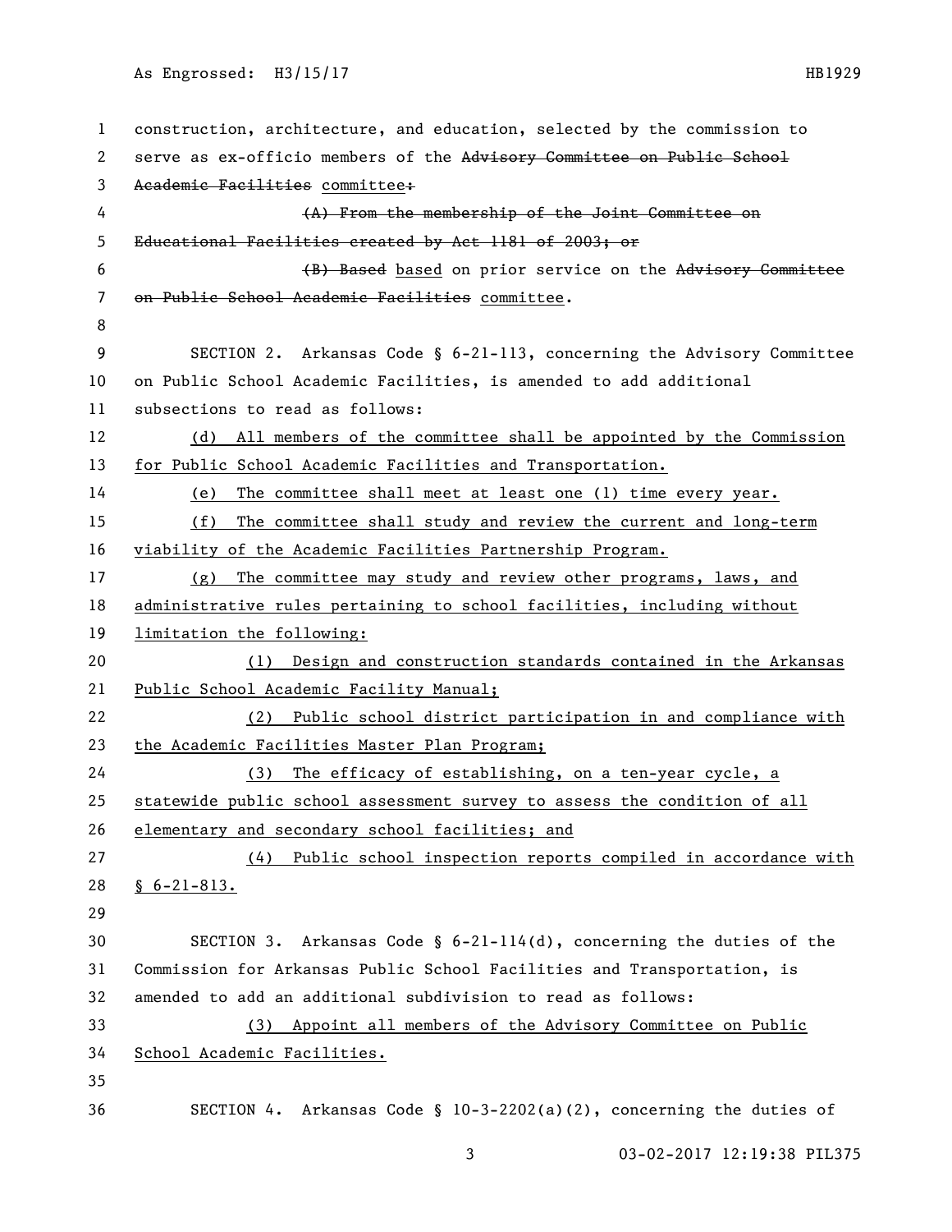construction, architecture, and education, selected by the commission to serve as ex-officio members of the ~~Advisory Committee on Public School Academic Facilities~~ committee~~:~~

~~(A) From the membership of the Joint Committee on Educational Facilities created by Act 1181 of 2003; or~~

~~(B) Based~~ based on prior service on the ~~Advisory Committee on Public School Academic Facilities~~ committee.

SECTION 2. Arkansas Code § 6-21-113, concerning the Advisory Committee on Public School Academic Facilities, is amended to add additional subsections to read as follows:

(d) All members of the committee shall be appointed by the Commission for Public School Academic Facilities and Transportation.

(e) The committee shall meet at least one (1) time every year.

(f) The committee shall study and review the current and long-term viability of the Academic Facilities Partnership Program.

(g) The committee may study and review other programs, laws, and administrative rules pertaining to school facilities, including without limitation the following:

(1) Design and construction standards contained in the Arkansas Public School Academic Facility Manual;

(2) Public school district participation in and compliance with the Academic Facilities Master Plan Program;

(3) The efficacy of establishing, on a ten-year cycle, a statewide public school assessment survey to assess the condition of all elementary and secondary school facilities; and

(4) Public school inspection reports compiled in accordance with § 6-21-813.

SECTION 3. Arkansas Code § 6-21-114(d), concerning the duties of the Commission for Arkansas Public School Facilities and Transportation, is amended to add an additional subdivision to read as follows:

(3) Appoint all members of the Advisory Committee on Public School Academic Facilities.

SECTION 4. Arkansas Code § 10-3-2202(a)(2), concerning the duties of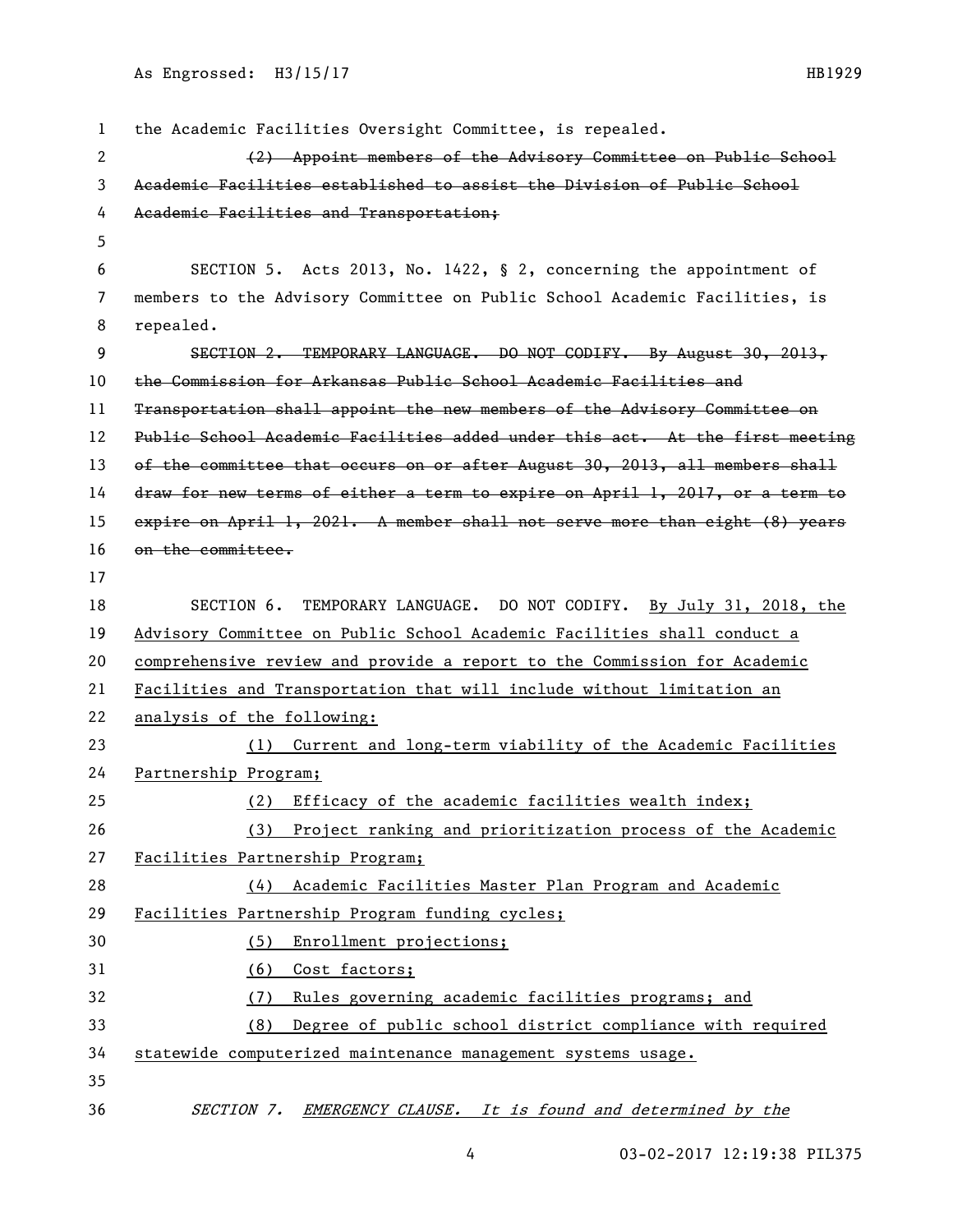the Academic Facilities Oversight Committee, is repealed.

~~(2) Appoint members of the Advisory Committee on Public School Academic Facilities established to assist the Division of Public School Academic Facilities and Transportation;~~

SECTION 5. Acts 2013, No. 1422, § 2, concerning the appointment of members to the Advisory Committee on Public School Academic Facilities, is repealed.

~~SECTION 2. TEMPORARY LANGUAGE. DO NOT CODIFY. By August 30, 2013, the Commission for Arkansas Public School Academic Facilities and Transportation shall appoint the new members of the Advisory Committee on Public School Academic Facilities added under this act. At the first meeting of the committee that occurs on or after August 30, 2013, all members shall draw for new terms of either a term to expire on April 1, 2017, or a term to expire on April 1, 2021. A member shall not serve more than eight (8) years on the committee.~~

SECTION 6. TEMPORARY LANGUAGE. DO NOT CODIFY. By July 31, 2018, the Advisory Committee on Public School Academic Facilities shall conduct a comprehensive review and provide a report to the Commission for Academic Facilities and Transportation that will include without limitation an analysis of the following:

(1) Current and long-term viability of the Academic Facilities Partnership Program;

(2) Efficacy of the academic facilities wealth index;

(3) Project ranking and prioritization process of the Academic Facilities Partnership Program;

(4) Academic Facilities Master Plan Program and Academic Facilities Partnership Program funding cycles;

(5) Enrollment projections;

(6) Cost factors;

(7) Rules governing academic facilities programs; and

(8) Degree of public school district compliance with required statewide computerized maintenance management systems usage.

*SECTION 7. EMERGENCY CLAUSE. It is found and determined by the*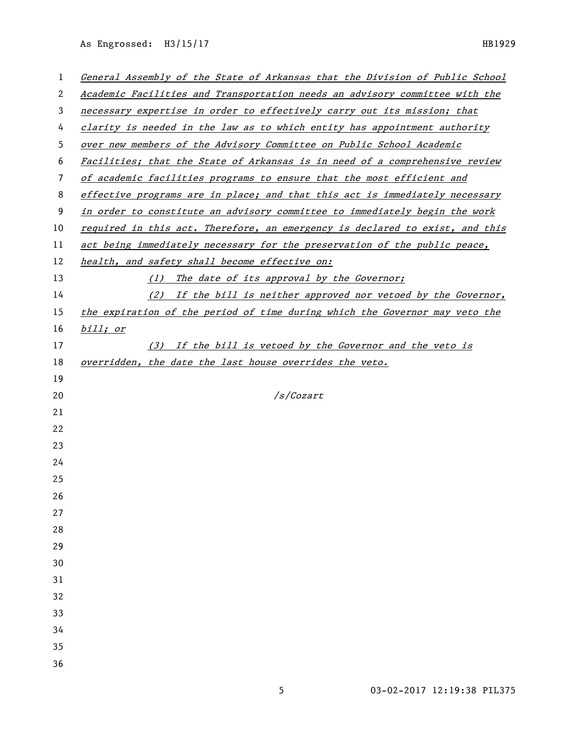*General Assembly of the State of Arkansas that the Division of Public School Academic Facilities and Transportation needs an advisory committee with the necessary expertise in order to effectively carry out its mission; that clarity is needed in the law as to which entity has appointment authority over new members of the Advisory Committee on Public School Academic Facilities; that the State of Arkansas is in need of a comprehensive review of academic facilities programs to ensure that the most efficient and effective programs are in place; and that this act is immediately necessary in order to constitute an advisory committee to immediately begin the work required in this act. Therefore, an emergency is declared to exist, and this act being immediately necessary for the preservation of the public peace, health, and safety shall become effective on:*

*(1) The date of its approval by the Governor;*

*(2) If the bill is neither approved nor vetoed by the Governor, the expiration of the period of time during which the Governor may veto the bill; or*

*(3) If the bill is vetoed by the Governor and the veto is overridden, the date the last house overrides the veto.*

/s/Cozart